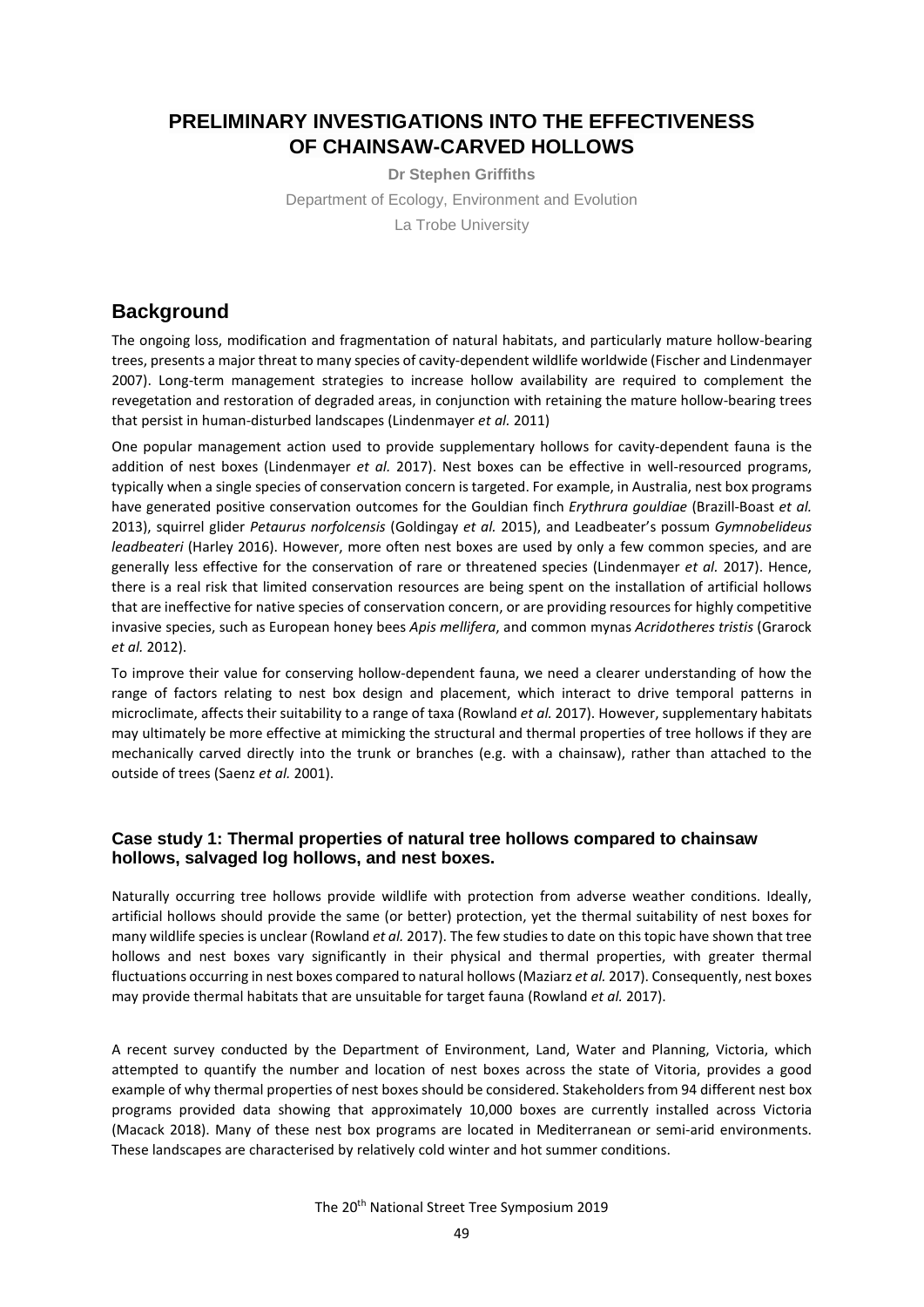# PRELIMINARY INVESTIGATIONS INTO THE EFFECTIVENESS OF CHAINSAW-CARVED HOLLOWS

**Dr Stephen Griffiths**

Department of Ecology, Environment and Evolution

La Trobe University

## Background

The ongoing loss, modification and fragmentation of natural habitats, and particularly mature hollow-bearing trees, presents a major threat to many species of cavity-dependent wildlife worldwide (Fischer and Lindenmayer 2007). Long-term management strategies to increase hollow availability are required to complement the revegetation and restoration of degraded areas, in conjunction with retaining the mature hollow-bearing trees that persist in human-disturbed landscapes (Lindenmayer *et al.* 2011)

One popular management action used to provide supplementary hollows for cavity-dependent fauna is the addition of nest boxes (Lindenmayer *et al.* 2017). Nest boxes can be effective in well-resourced programs, typically when a single species of conservation concern is targeted. For example, in Australia, nest box programs have generated positive conservation outcomes for the Gouldian finch *Erythrura gouldiae* (Brazill-Boast *et al.* 2013), squirrel glider *Petaurus norfolcensis* (Goldingay *et al.* 2015), and Leadbeater's possum *Gymnobelideus leadbeateri* (Harley 2016). However, more often nest boxes are used by only a few common species, and are generally less effective for the conservation of rare or threatened species (Lindenmayer *et al.* 2017). Hence, there is a real risk that limited conservation resources are being spent on the installation of artificial hollows that are ineffective for native species of conservation concern, or are providing resources for highly competitive invasive species, such as European honey bees *Apis mellifera*, and common mynas *Acridotheres tristis* (Grarock *et al.* 2012).

To improve their value for conserving hollow-dependent fauna, we need a clearer understanding of how the range of factors relating to nest box design and placement, which interact to drive temporal patterns in microclimate, affects their suitability to a range of taxa (Rowland *et al.* 2017). However, supplementary habitats may ultimately be more effective at mimicking the structural and thermal properties of tree hollows if they are mechanically carved directly into the trunk or branches (e.g. with a chainsaw), rather than attached to the outside of trees (Saenz *et al.* 2001).

### Case study 1: Thermal properties of natural tree hollows compared to chainsaw hollows, salvaged log hollows, and nest boxes.

Naturally occurring tree hollows provide wildlife with protection from adverse weather conditions. Ideally, artificial hollows should provide the same (or better) protection, yet the thermal suitability of nest boxes for many wildlife species is unclear (Rowland *et al.* 2017). The few studies to date on this topic have shown that tree hollows and nest boxes vary significantly in their physical and thermal properties, with greater thermal fluctuations occurring in nest boxes compared to natural hollows (Maziarz *et al.* 2017). Consequently, nest boxes may provide thermal habitats that are unsuitable for target fauna (Rowland *et al.* 2017).

A recent survey conducted by the Department of Environment, Land, Water and Planning, Victoria, which attempted to quantify the number and location of nest boxes across the state of Vitoria, provides a good example of why thermal properties of nest boxes should be considered. Stakeholders from 94 different nest box programs provided data showing that approximately 10,000 boxes are currently installed across Victoria (Macack 2018). Many of these nest box programs are located in Mediterranean or semi-arid environments. These landscapes are characterised by relatively cold winter and hot summer conditions.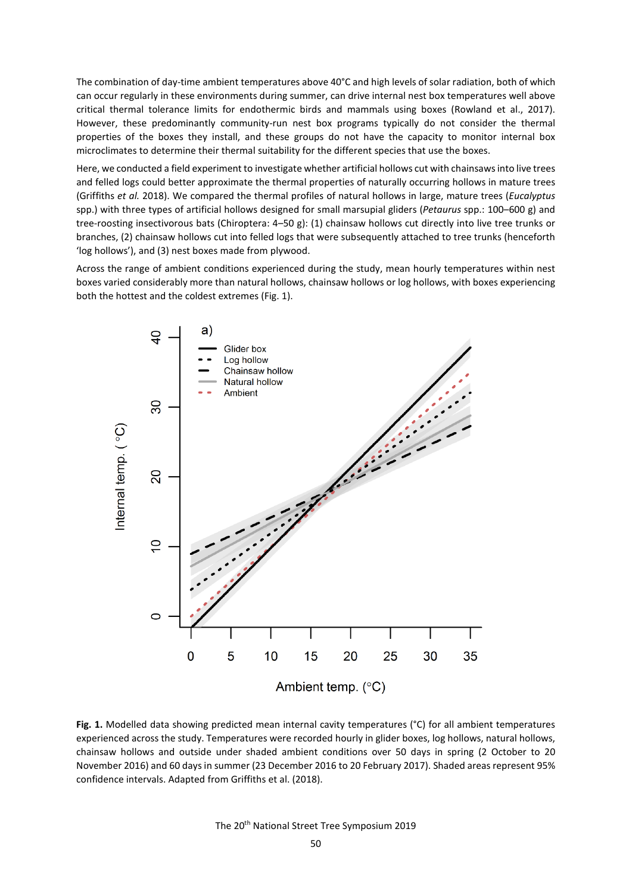The combination of day-time ambient temperatures above 40°C and high levels of solar radiation, both of which can occur regularly in these environments during summer, can drive internal nest box temperatures well above critical thermal tolerance limits for endothermic birds and mammals using boxes (Rowland et al., 2017). However, these predominantly community-run nest box programs typically do not consider the thermal properties of the boxes they install, and these groups do not have the capacity to monitor internal box microclimates to determine their thermal suitability for the different species that use the boxes.

Here, we conducted a field experiment to investigate whether artificial hollows cut with chainsaws into live trees and felled logs could better approximate the thermal properties of naturally occurring hollows in mature trees (Griffiths *et al.* 2018). We compared the thermal profiles of natural hollows in large, mature trees (*Eucalyptus* spp.) with three types of artificial hollows designed for small marsupial gliders (*Petaurus* spp.: 100–600 g) and tree-roosting insectivorous bats (Chiroptera: 4–50 g): (1) chainsaw hollows cut directly into live tree trunks or branches, (2) chainsaw hollows cut into felled logs that were subsequently attached to tree trunks (henceforth 'log hollows'), and (3) nest boxes made from plywood.

Across the range of ambient conditions experienced during the study, mean hourly temperatures within nest boxes varied considerably more than natural hollows, chainsaw hollows or log hollows, with boxes experiencing both the hottest and the coldest extremes (Fig. 1).

**Fig. 1.** Modelled data showing predicted mean internal cavity temperatures (°C) for all ambient temperatures experienced across the study. Temperatures were recorded hourly in glider boxes, log hollows, natural hollows, chainsaw hollows and outside under shaded ambient conditions over 50 days in spring (2 October to 20 November 2016) and 60 days in summer (23 December 2016 to 20 February 2017). Shaded areas represent 95% confidence intervals. Adapted from Griffiths et al. (2018).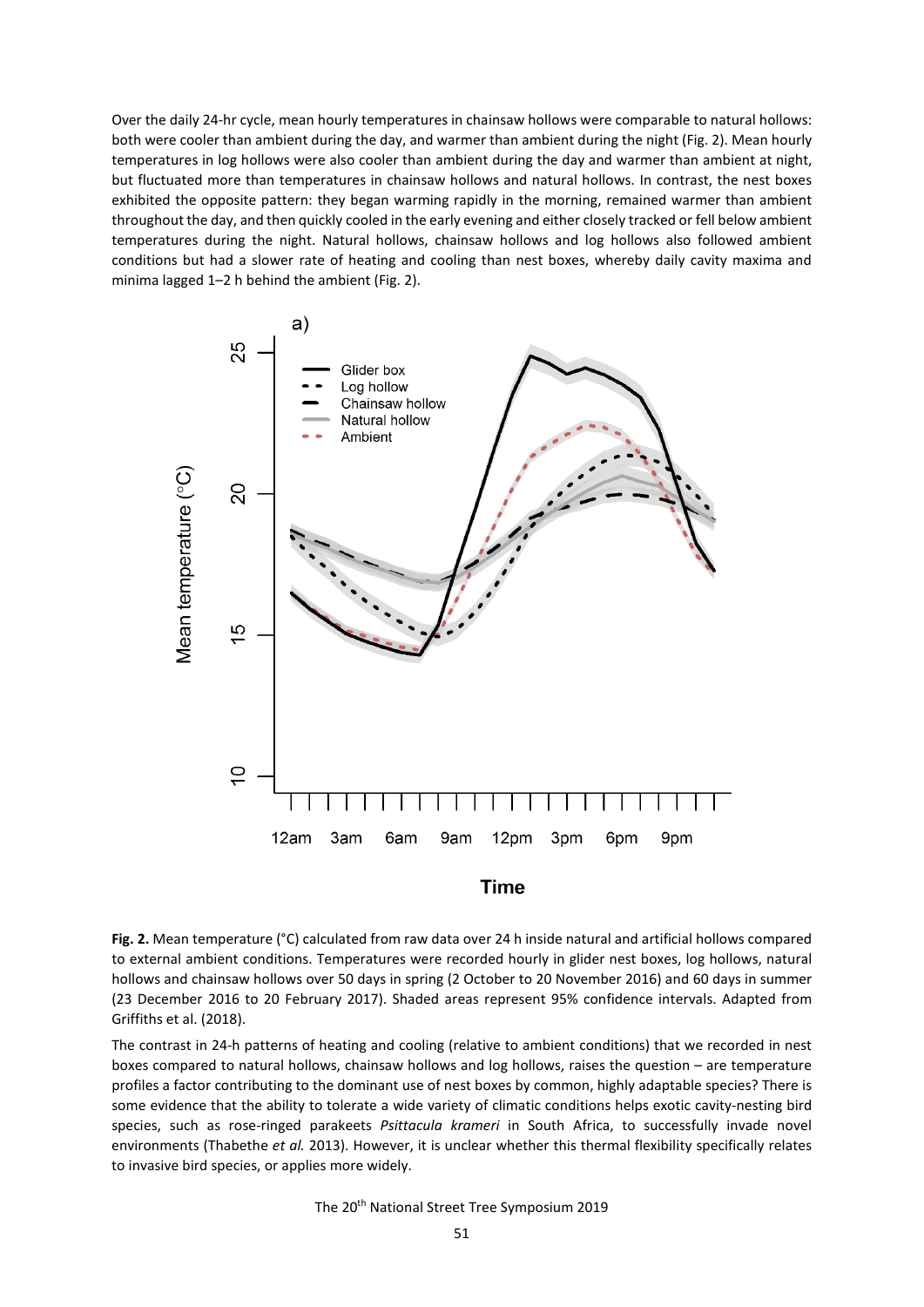Over the daily 24-hr cycle, mean hourly temperatures in chainsaw hollows were comparable to natural hollows: both were cooler than ambient during the day, and warmer than ambient during the night (Fig. 2). Mean hourly temperatures in log hollows were also cooler than ambient during the day and warmer than ambient at night, but fluctuated more than temperatures in chainsaw hollows and natural hollows. In contrast, the nest boxes exhibited the opposite pattern: they began warming rapidly in the morning, remained warmer than ambient throughout the day, and then quickly cooled in the early evening and either closely tracked or fell below ambient temperatures during the night. Natural hollows, chainsaw hollows and log hollows also followed ambient conditions but had a slower rate of heating and cooling than nest boxes, whereby daily cavity maxima and minima lagged 1–2 h behind the ambient (Fig. 2).

**Fig. 2.** Mean temperature (°C) calculated from raw data over 24 h inside natural and artificial hollows compared to external ambient conditions. Temperatures were recorded hourly in glider nest boxes, log hollows, natural hollows and chainsaw hollows over 50 days in spring (2 October to 20 November 2016) and 60 days in summer (23 December 2016 to 20 February 2017). Shaded areas represent 95% confidence intervals. Adapted from Griffiths et al. (2018).

The contrast in 24-h patterns of heating and cooling (relative to ambient conditions) that we recorded in nest boxes compared to natural hollows, chainsaw hollows and log hollows, raises the question – are temperature profiles a factor contributing to the dominant use of nest boxes by common, highly adaptable species? There is some evidence that the ability to tolerate a wide variety of climatic conditions helps exotic cavity-nesting bird species, such as rose-ringed parakeets *Psittacula krameri* in South Africa, to successfully invade novel environments (Thabethe *et al.* 2013). However, it is unclear whether this thermal flexibility specifically relates to invasive bird species, or applies more widely.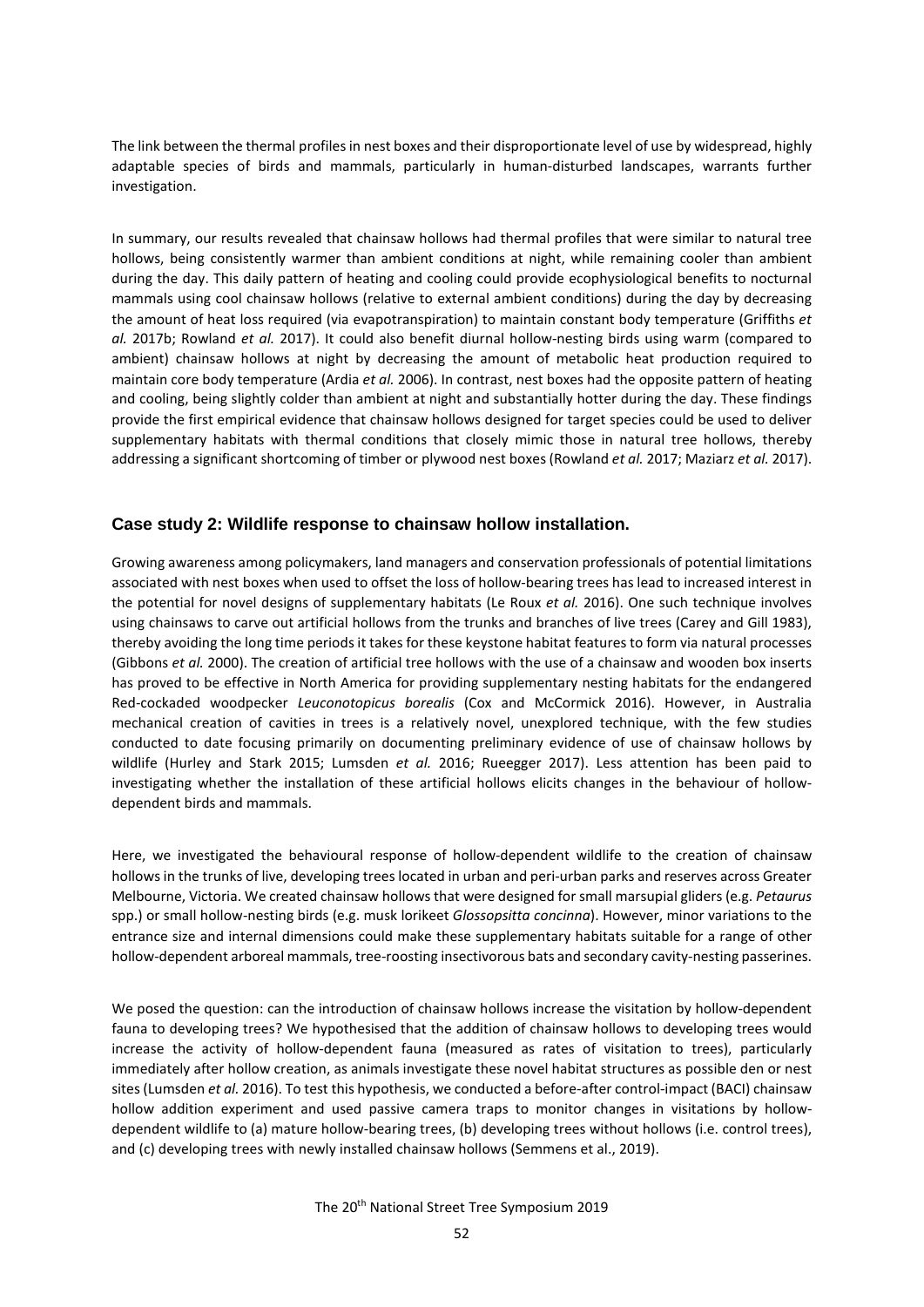The link between the thermal profiles in nest boxes and their disproportionate level of use by widespread, highly adaptable species of birds and mammals, particularly in human-disturbed landscapes, warrants further investigation.

In summary, our results revealed that chainsaw hollows had thermal profiles that were similar to natural tree hollows, being consistently warmer than ambient conditions at night, while remaining cooler than ambient during the day. This daily pattern of heating and cooling could provide ecophysiological benefits to nocturnal mammals using cool chainsaw hollows (relative to external ambient conditions) during the day by decreasing the amount of heat loss required (via evapotranspiration) to maintain constant body temperature (Griffiths *et al.* 2017b; Rowland *et al.* 2017). It could also benefit diurnal hollow-nesting birds using warm (compared to ambient) chainsaw hollows at night by decreasing the amount of metabolic heat production required to maintain core body temperature (Ardia *et al.* 2006). In contrast, nest boxes had the opposite pattern of heating and cooling, being slightly colder than ambient at night and substantially hotter during the day. These findings provide the first empirical evidence that chainsaw hollows designed for target species could be used to deliver supplementary habitats with thermal conditions that closely mimic those in natural tree hollows, thereby addressing a significant shortcoming of timber or plywood nest boxes (Rowland *et al.* 2017; Maziarz *et al.* 2017).

## Case study 2: Wildlife response to chainsaw hollow installation.

Growing awareness among policymakers, land managers and conservation professionals of potential limitations associated with nest boxes when used to offset the loss of hollow-bearing trees has lead to increased interest in the potential for novel designs of supplementary habitats (Le Roux *et al.* 2016). One such technique involves using chainsaws to carve out artificial hollows from the trunks and branches of live trees (Carey and Gill 1983), thereby avoiding the long time periods it takes for these keystone habitat features to form via natural processes (Gibbons *et al.* 2000). The creation of artificial tree hollows with the use of a chainsaw and wooden box inserts has proved to be effective in North America for providing supplementary nesting habitats for the endangered Red-cockaded woodpecker *Leuconotopicus borealis* (Cox and McCormick 2016). However, in Australia mechanical creation of cavities in trees is a relatively novel, unexplored technique, with the few studies conducted to date focusing primarily on documenting preliminary evidence of use of chainsaw hollows by wildlife (Hurley and Stark 2015; Lumsden *et al.* 2016; Rueegger 2017). Less attention has been paid to investigating whether the installation of these artificial hollows elicits changes in the behaviour of hollow-dependent birds and mammals.

Here, we investigated the behavioural response of hollow-dependent wildlife to the creation of chainsaw hollows in the trunks of live, developing trees located in urban and peri-urban parks and reserves across Greater Melbourne, Victoria. We created chainsaw hollows that were designed for small marsupial gliders (e.g. *Petaurus* spp.) or small hollow-nesting birds (e.g. musk lorikeet *Glossopsitta concinna*). However, minor variations to the entrance size and internal dimensions could make these supplementary habitats suitable for a range of other hollow-dependent arboreal mammals, tree-roosting insectivorous bats and secondary cavity-nesting passerines.

We posed the question: can the introduction of chainsaw hollows increase the visitation by hollow-dependent fauna to developing trees? We hypothesised that the addition of chainsaw hollows to developing trees would increase the activity of hollow-dependent fauna (measured as rates of visitation to trees), particularly immediately after hollow creation, as animals investigate these novel habitat structures as possible den or nest sites (Lumsden *et al.* 2016). To test this hypothesis, we conducted a before-after control-impact (BACI) chainsaw hollow addition experiment and used passive camera traps to monitor changes in visitations by hollow-dependent wildlife to (a) mature hollow-bearing trees, (b) developing trees without hollows (i.e. control trees), and (c) developing trees with newly installed chainsaw hollows (Semmens et al., 2019).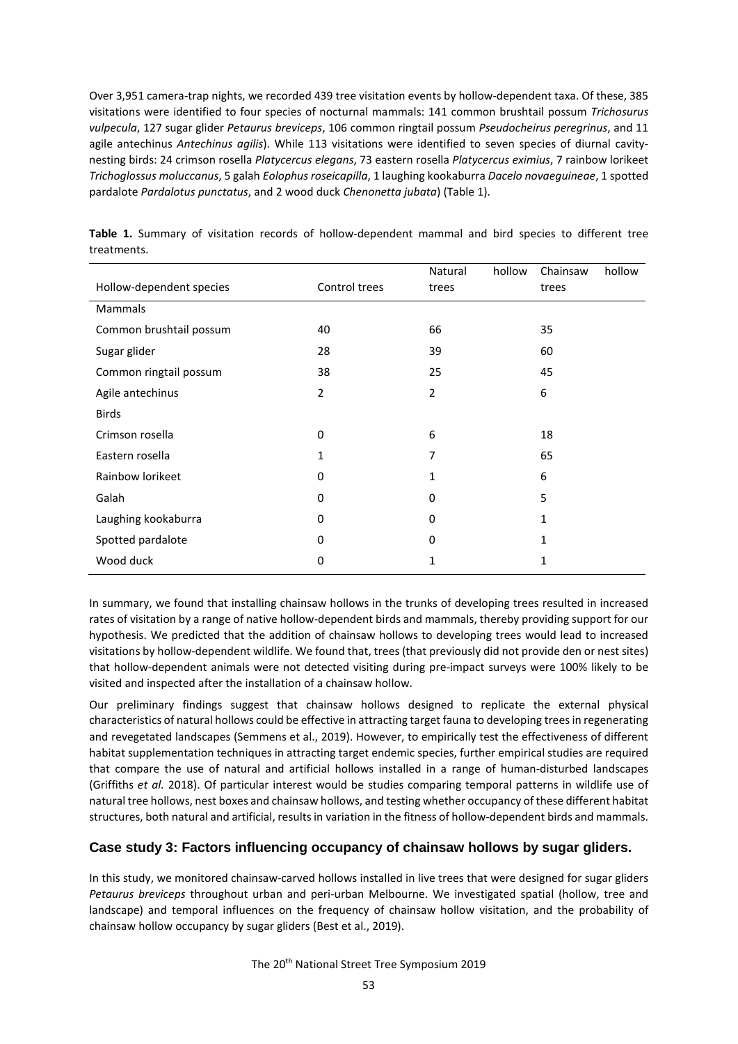Over 3,951 camera-trap nights, we recorded 439 tree visitation events by hollow-dependent taxa. Of these, 385 visitations were identified to four species of nocturnal mammals: 141 common brushtail possum *Trichosurus vulpecula*, 127 sugar glider *Petaurus breviceps*, 106 common ringtail possum *Pseudocheirus peregrinus*, and 11 agile antechinus *Antechinus agilis*). While 113 visitations were identified to seven species of diurnal cavity-nesting birds: 24 crimson rosella *Platycercus elegans*, 73 eastern rosella *Platycercus eximius*, 7 rainbow lorikeet *Trichoglossus moluccanus*, 5 galah *Eolophus roseicapilla*, 1 laughing kookaburra *Dacelo novaeguineae*, 1 spotted pardalote *Pardalotus punctatus*, and 2 wood duck *Chenonetta jubata*) (Table 1).

**Table 1.** Summary of visitation records of hollow-dependent mammal and bird species to different tree treatments.

| Hollow-dependent species | Control trees | Natural hollow trees | Chainsaw hollow trees |
|---|---|---|---|
| Mammals | | | |
| Common brushtail possum | 40 | 66 | 35 |
| Sugar glider | 28 | 39 | 60 |
| Common ringtail possum | 38 | 25 | 45 |
| Agile antechinus | 2 | 2 | 6 |
| Birds | | | |
| Crimson rosella | 0 | 6 | 18 |
| Eastern rosella | 1 | 7 | 65 |
| Rainbow lorikeet | 0 | 1 | 6 |
| Galah | 0 | 0 | 5 |
| Laughing kookaburra | 0 | 0 | 1 |
| Spotted pardalote | 0 | 0 | 1 |
| Wood duck | 0 | 1 | 1 |

In summary, we found that installing chainsaw hollows in the trunks of developing trees resulted in increased rates of visitation by a range of native hollow-dependent birds and mammals, thereby providing support for our hypothesis. We predicted that the addition of chainsaw hollows to developing trees would lead to increased visitations by hollow-dependent wildlife. We found that, trees (that previously did not provide den or nest sites) that hollow-dependent animals were not detected visiting during pre-impact surveys were 100% likely to be visited and inspected after the installation of a chainsaw hollow.

Our preliminary findings suggest that chainsaw hollows designed to replicate the external physical characteristics of natural hollows could be effective in attracting target fauna to developing trees in regenerating and revegetated landscapes (Semmens et al., 2019). However, to empirically test the effectiveness of different habitat supplementation techniques in attracting target endemic species, further empirical studies are required that compare the use of natural and artificial hollows installed in a range of human-disturbed landscapes (Griffiths *et al.* 2018). Of particular interest would be studies comparing temporal patterns in wildlife use of natural tree hollows, nest boxes and chainsaw hollows, and testing whether occupancy of these different habitat structures, both natural and artificial, results in variation in the fitness of hollow-dependent birds and mammals.

## Case study 3: Factors influencing occupancy of chainsaw hollows by sugar gliders.

In this study, we monitored chainsaw-carved hollows installed in live trees that were designed for sugar gliders *Petaurus breviceps* throughout urban and peri-urban Melbourne. We investigated spatial (hollow, tree and landscape) and temporal influences on the frequency of chainsaw hollow visitation, and the probability of chainsaw hollow occupancy by sugar gliders (Best et al., 2019).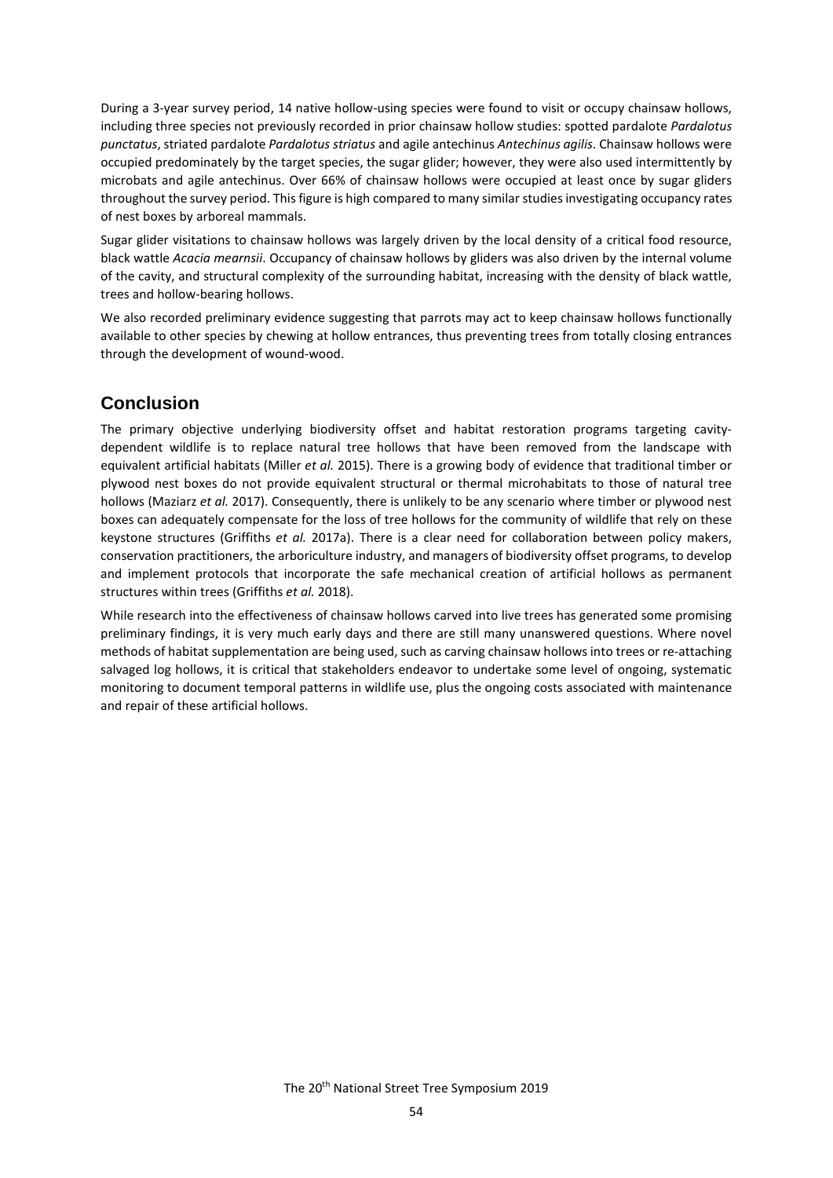During a 3-year survey period, 14 native hollow-using species were found to visit or occupy chainsaw hollows, including three species not previously recorded in prior chainsaw hollow studies: spotted pardalote *Pardalotus punctatus*, striated pardalote *Pardalotus striatus* and agile antechinus *Antechinus agilis*. Chainsaw hollows were occupied predominately by the target species, the sugar glider; however, they were also used intermittently by microbats and agile antechinus. Over 66% of chainsaw hollows were occupied at least once by sugar gliders throughout the survey period. This figure is high compared to many similar studies investigating occupancy rates of nest boxes by arboreal mammals.

Sugar glider visitations to chainsaw hollows was largely driven by the local density of a critical food resource, black wattle *Acacia mearnsii*. Occupancy of chainsaw hollows by gliders was also driven by the internal volume of the cavity, and structural complexity of the surrounding habitat, increasing with the density of black wattle, trees and hollow-bearing hollows.

We also recorded preliminary evidence suggesting that parrots may act to keep chainsaw hollows functionally available to other species by chewing at hollow entrances, thus preventing trees from totally closing entrances through the development of wound-wood.

## Conclusion

The primary objective underlying biodiversity offset and habitat restoration programs targeting cavity-dependent wildlife is to replace natural tree hollows that have been removed from the landscape with equivalent artificial habitats (Miller *et al.* 2015). There is a growing body of evidence that traditional timber or plywood nest boxes do not provide equivalent structural or thermal microhabitats to those of natural tree hollows (Maziarz *et al.* 2017). Consequently, there is unlikely to be any scenario where timber or plywood nest boxes can adequately compensate for the loss of tree hollows for the community of wildlife that rely on these keystone structures (Griffiths *et al.* 2017a). There is a clear need for collaboration between policy makers, conservation practitioners, the arboriculture industry, and managers of biodiversity offset programs, to develop and implement protocols that incorporate the safe mechanical creation of artificial hollows as permanent structures within trees (Griffiths *et al.* 2018).

While research into the effectiveness of chainsaw hollows carved into live trees has generated some promising preliminary findings, it is very much early days and there are still many unanswered questions. Where novel methods of habitat supplementation are being used, such as carving chainsaw hollows into trees or re-attaching salvaged log hollows, it is critical that stakeholders endeavor to undertake some level of ongoing, systematic monitoring to document temporal patterns in wildlife use, plus the ongoing costs associated with maintenance and repair of these artificial hollows.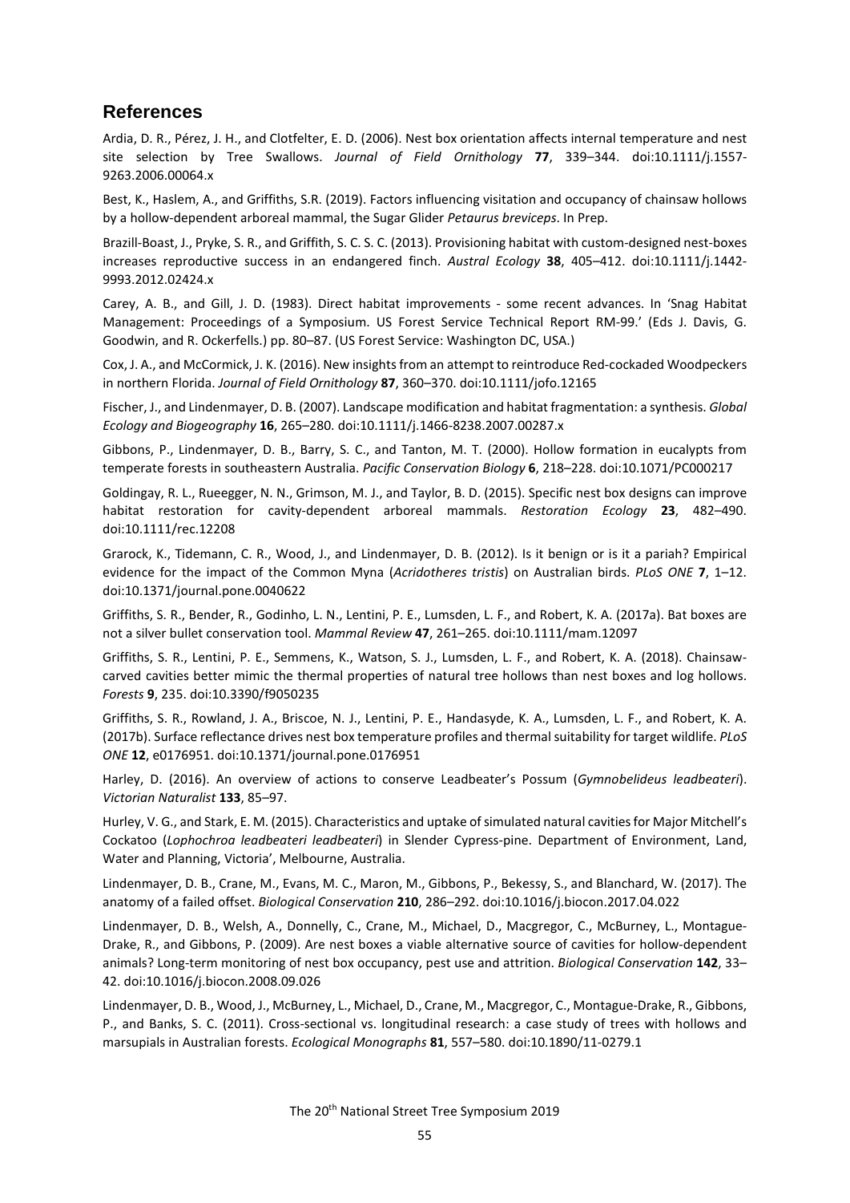## References

Ardia, D. R., Pérez, J. H., and Clotfelter, E. D. (2006). Nest box orientation affects internal temperature and nest site selection by Tree Swallows. *Journal of Field Ornithology* **77**, 339–344. doi:10.1111/j.1557-9263.2006.00064.x

Best, K., Haslem, A., and Griffiths, S.R. (2019). Factors influencing visitation and occupancy of chainsaw hollows by a hollow-dependent arboreal mammal, the Sugar Glider *Petaurus breviceps*. In Prep.

Brazill-Boast, J., Pryke, S. R., and Griffith, S. C. S. C. (2013). Provisioning habitat with custom-designed nest-boxes increases reproductive success in an endangered finch. *Austral Ecology* **38**, 405–412. doi:10.1111/j.1442-9993.2012.02424.x

Carey, A. B., and Gill, J. D. (1983). Direct habitat improvements - some recent advances. In 'Snag Habitat Management: Proceedings of a Symposium. US Forest Service Technical Report RM-99.' (Eds J. Davis, G. Goodwin, and R. Ockerfells.) pp. 80–87. (US Forest Service: Washington DC, USA.)

Cox, J. A., and McCormick, J. K. (2016). New insights from an attempt to reintroduce Red-cockaded Woodpeckers in northern Florida. *Journal of Field Ornithology* **87**, 360–370. doi:10.1111/jofo.12165

Fischer, J., and Lindenmayer, D. B. (2007). Landscape modification and habitat fragmentation: a synthesis. *Global Ecology and Biogeography* **16**, 265–280. doi:10.1111/j.1466-8238.2007.00287.x

Gibbons, P., Lindenmayer, D. B., Barry, S. C., and Tanton, M. T. (2000). Hollow formation in eucalypts from temperate forests in southeastern Australia. *Pacific Conservation Biology* **6**, 218–228. doi:10.1071/PC000217

Goldingay, R. L., Rueegger, N. N., Grimson, M. J., and Taylor, B. D. (2015). Specific nest box designs can improve habitat restoration for cavity-dependent arboreal mammals. *Restoration Ecology* **23**, 482–490. doi:10.1111/rec.12208

Grarock, K., Tidemann, C. R., Wood, J., and Lindenmayer, D. B. (2012). Is it benign or is it a pariah? Empirical evidence for the impact of the Common Myna (*Acridotheres tristis*) on Australian birds. *PLoS ONE* **7**, 1–12. doi:10.1371/journal.pone.0040622

Griffiths, S. R., Bender, R., Godinho, L. N., Lentini, P. E., Lumsden, L. F., and Robert, K. A. (2017a). Bat boxes are not a silver bullet conservation tool. *Mammal Review* **47**, 261–265. doi:10.1111/mam.12097

Griffiths, S. R., Lentini, P. E., Semmens, K., Watson, S. J., Lumsden, L. F., and Robert, K. A. (2018). Chainsaw-carved cavities better mimic the thermal properties of natural tree hollows than nest boxes and log hollows. *Forests* **9**, 235. doi:10.3390/f9050235

Griffiths, S. R., Rowland, J. A., Briscoe, N. J., Lentini, P. E., Handasyde, K. A., Lumsden, L. F., and Robert, K. A. (2017b). Surface reflectance drives nest box temperature profiles and thermal suitability for target wildlife. *PLoS ONE* **12**, e0176951. doi:10.1371/journal.pone.0176951

Harley, D. (2016). An overview of actions to conserve Leadbeater's Possum (*Gymnobelideus leadbeateri*). *Victorian Naturalist* **133**, 85–97.

Hurley, V. G., and Stark, E. M. (2015). Characteristics and uptake of simulated natural cavities for Major Mitchell's Cockatoo (*Lophochroa leadbeateri leadbeateri*) in Slender Cypress-pine. Department of Environment, Land, Water and Planning, Victoria', Melbourne, Australia.

Lindenmayer, D. B., Crane, M., Evans, M. C., Maron, M., Gibbons, P., Bekessy, S., and Blanchard, W. (2017). The anatomy of a failed offset. *Biological Conservation* **210**, 286–292. doi:10.1016/j.biocon.2017.04.022

Lindenmayer, D. B., Welsh, A., Donnelly, C., Crane, M., Michael, D., Macgregor, C., McBurney, L., Montague-Drake, R., and Gibbons, P. (2009). Are nest boxes a viable alternative source of cavities for hollow-dependent animals? Long-term monitoring of nest box occupancy, pest use and attrition. *Biological Conservation* **142**, 33–42. doi:10.1016/j.biocon.2008.09.026

Lindenmayer, D. B., Wood, J., McBurney, L., Michael, D., Crane, M., Macgregor, C., Montague-Drake, R., Gibbons, P., and Banks, S. C. (2011). Cross-sectional vs. longitudinal research: a case study of trees with hollows and marsupials in Australian forests. *Ecological Monographs* **81**, 557–580. doi:10.1890/11-0279.1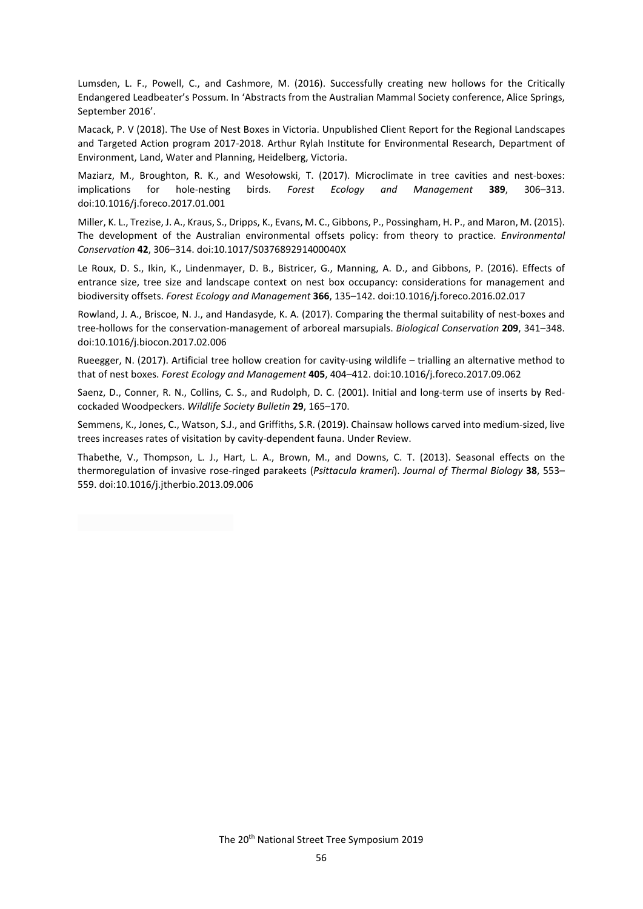Lumsden, L. F., Powell, C., and Cashmore, M. (2016). Successfully creating new hollows for the Critically Endangered Leadbeater's Possum. In 'Abstracts from the Australian Mammal Society conference, Alice Springs, September 2016'.

Macack, P. V (2018). The Use of Nest Boxes in Victoria. Unpublished Client Report for the Regional Landscapes and Targeted Action program 2017-2018. Arthur Rylah Institute for Environmental Research, Department of Environment, Land, Water and Planning, Heidelberg, Victoria.

Maziarz, M., Broughton, R. K., and Wesołowski, T. (2017). Microclimate in tree cavities and nest-boxes: implications for hole-nesting birds. *Forest Ecology and Management* **389**, 306–313. doi:10.1016/j.foreco.2017.01.001

Miller, K. L., Trezise, J. A., Kraus, S., Dripps, K., Evans, M. C., Gibbons, P., Possingham, H. P., and Maron, M. (2015). The development of the Australian environmental offsets policy: from theory to practice. *Environmental Conservation* **42**, 306–314. doi:10.1017/S037689291400040X

Le Roux, D. S., Ikin, K., Lindenmayer, D. B., Bistricer, G., Manning, A. D., and Gibbons, P. (2016). Effects of entrance size, tree size and landscape context on nest box occupancy: considerations for management and biodiversity offsets. *Forest Ecology and Management* **366**, 135–142. doi:10.1016/j.foreco.2016.02.017

Rowland, J. A., Briscoe, N. J., and Handasyde, K. A. (2017). Comparing the thermal suitability of nest-boxes and tree-hollows for the conservation-management of arboreal marsupials. *Biological Conservation* **209**, 341–348. doi:10.1016/j.biocon.2017.02.006

Rueegger, N. (2017). Artificial tree hollow creation for cavity-using wildlife – trialling an alternative method to that of nest boxes. *Forest Ecology and Management* **405**, 404–412. doi:10.1016/j.foreco.2017.09.062

Saenz, D., Conner, R. N., Collins, C. S., and Rudolph, D. C. (2001). Initial and long-term use of inserts by Red-cockaded Woodpeckers. *Wildlife Society Bulletin* **29**, 165–170.

Semmens, K., Jones, C., Watson, S.J., and Griffiths, S.R. (2019). Chainsaw hollows carved into medium-sized, live trees increases rates of visitation by cavity-dependent fauna. Under Review.

Thabethe, V., Thompson, L. J., Hart, L. A., Brown, M., and Downs, C. T. (2013). Seasonal effects on the thermoregulation of invasive rose-ringed parakeets (*Psittacula krameri*). *Journal of Thermal Biology* **38**, 553–559. doi:10.1016/j.jtherbio.2013.09.006